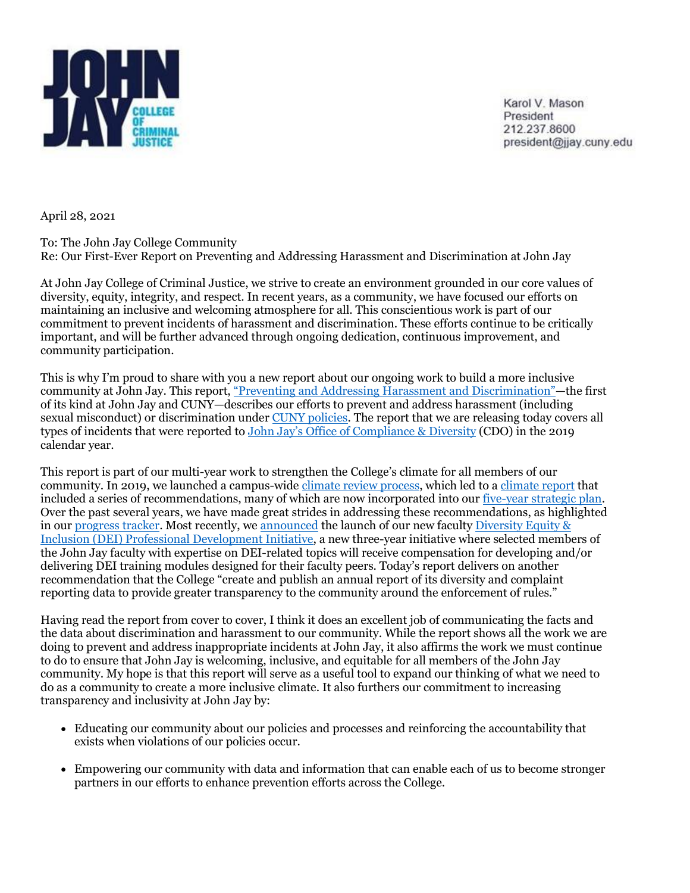Karol V. Mason
President
212.237.8600
president@jjay.cuny.edu

April 28, 2021

To: The John Jay College Community
Re: Our First-Ever Report on Preventing and Addressing Harassment and Discrimination at John Jay

At John Jay College of Criminal Justice, we strive to create an environment grounded in our core values of diversity, equity, integrity, and respect. In recent years, as a community, we have focused our efforts on maintaining an inclusive and welcoming atmosphere for all. This conscientious work is part of our commitment to prevent incidents of harassment and discrimination. These efforts continue to be critically important, and will be further advanced through ongoing dedication, continuous improvement, and community participation.

This is why I'm proud to share with you a new report about our ongoing work to build a more inclusive community at John Jay. This report, "Preventing and Addressing Harassment and Discrimination"—the first of its kind at John Jay and CUNY—describes our efforts to prevent and address harassment (including sexual misconduct) or discrimination under CUNY policies. The report that we are releasing today covers all types of incidents that were reported to John Jay's Office of Compliance & Diversity (CDO) in the 2019 calendar year.

This report is part of our multi-year work to strengthen the College's climate for all members of our community. In 2019, we launched a campus-wide climate review process, which led to a climate report that included a series of recommendations, many of which are now incorporated into our five-year strategic plan. Over the past several years, we have made great strides in addressing these recommendations, as highlighted in our progress tracker. Most recently, we announced the launch of our new faculty Diversity Equity & Inclusion (DEI) Professional Development Initiative, a new three-year initiative where selected members of the John Jay faculty with expertise on DEI-related topics will receive compensation for developing and/or delivering DEI training modules designed for their faculty peers. Today's report delivers on another recommendation that the College "create and publish an annual report of its diversity and complaint reporting data to provide greater transparency to the community around the enforcement of rules."

Having read the report from cover to cover, I think it does an excellent job of communicating the facts and the data about discrimination and harassment to our community. While the report shows all the work we are doing to prevent and address inappropriate incidents at John Jay, it also affirms the work we must continue to do to ensure that John Jay is welcoming, inclusive, and equitable for all members of the John Jay community. My hope is that this report will serve as a useful tool to expand our thinking of what we need to do as a community to create a more inclusive climate. It also furthers our commitment to increasing transparency and inclusivity at John Jay by:

- Educating our community about our policies and processes and reinforcing the accountability that exists when violations of our policies occur.
- Empowering our community with data and information that can enable each of us to become stronger partners in our efforts to enhance prevention efforts across the College.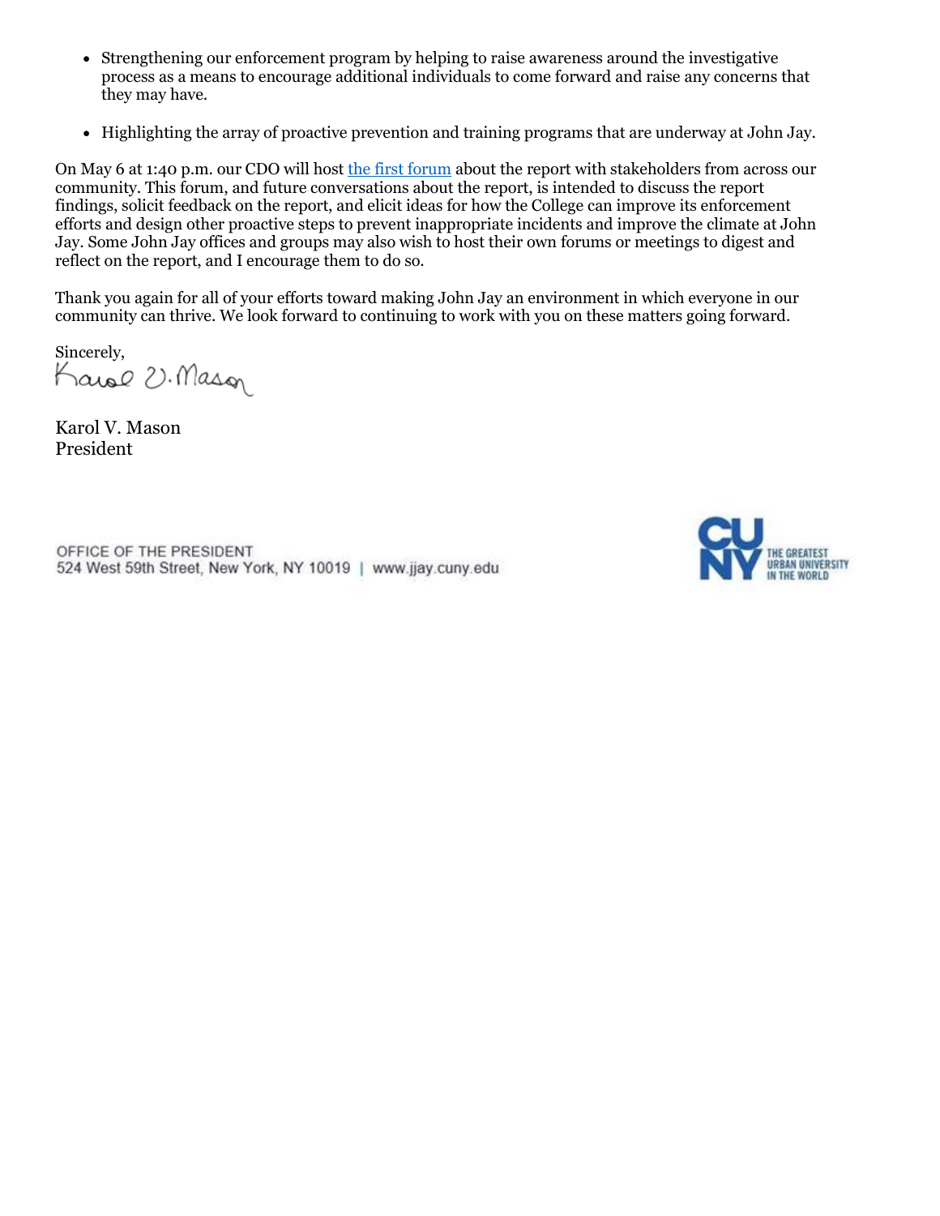- Strengthening our enforcement program by helping to raise awareness around the investigative process as a means to encourage additional individuals to come forward and raise any concerns that they may have.
- Highlighting the array of proactive prevention and training programs that are underway at John Jay.

On May 6 at 1:40 p.m. our CDO will host [the first forum] about the report with stakeholders from across our community. This forum, and future conversations about the report, is intended to discuss the report findings, solicit feedback on the report, and elicit ideas for how the College can improve its enforcement efforts and design other proactive steps to prevent inappropriate incidents and improve the climate at John Jay. Some John Jay offices and groups may also wish to host their own forums or meetings to digest and reflect on the report, and I encourage them to do so.

Thank you again for all of your efforts toward making John Jay an environment in which everyone in our community can thrive. We look forward to continuing to work with you on these matters going forward.

Sincerely,

Karol V. Mason
President

OFFICE OF THE PRESIDENT
524 West 59th Street, New York, NY 10019 | www.jjay.cuny.edu

CUNY THE GREATEST URBAN UNIVERSITY IN THE WORLD